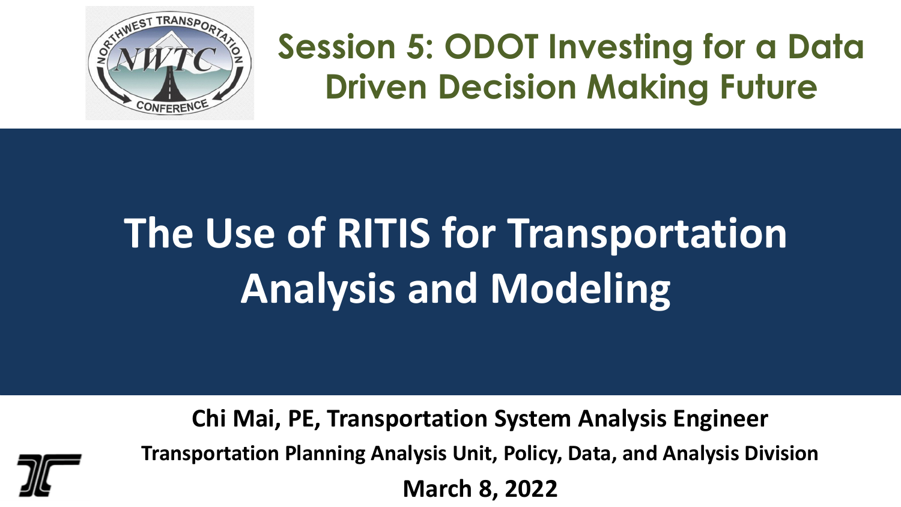## Session 5: ODOT Investing for a Data Driven Decision Making Future

# The Use of RITIS for Transportation Analysis and Modeling

**Chi Mai, PE, Transportation System Analysis Engineer**

**Transportation Planning Analysis Unit, Policy, Data, and Analysis Division**

**March 8, 2022**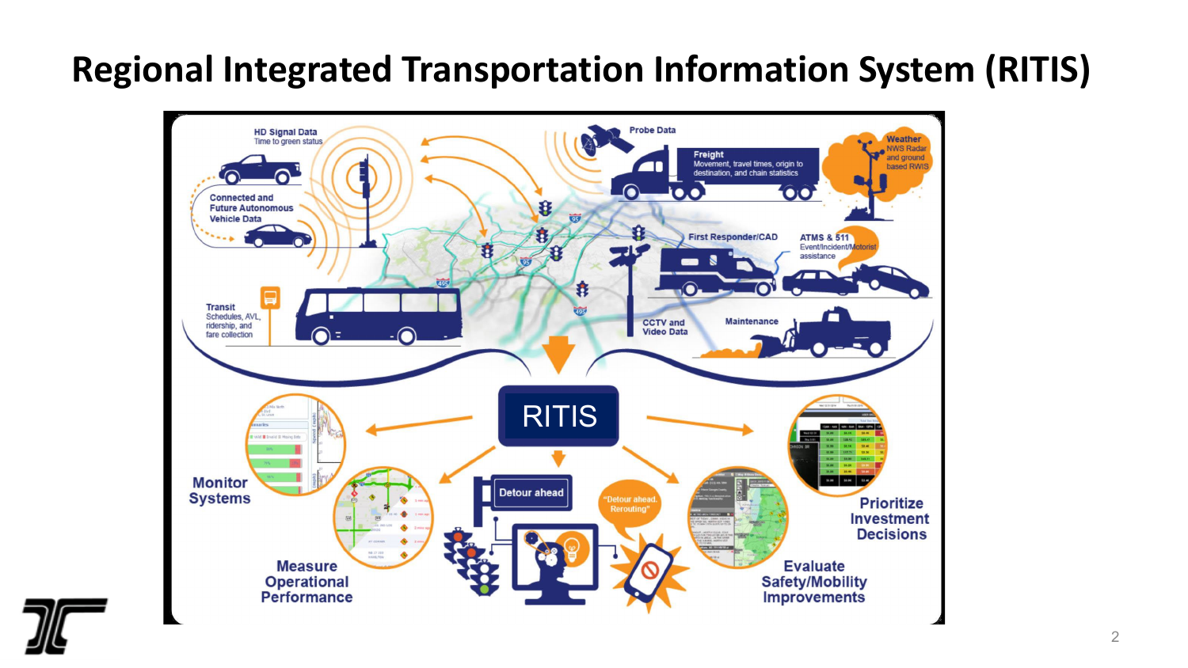# Regional Integrated Transportation Information System (RITIS)

HD Signal Data
Time to green status

Probe Data

Freight
Movement, travel times, origin to destination, and chain statistics

Weather
NWS Radar and ground based RWIS

Connected and Future Autonomous Vehicle Data

First Responder/CAD

ATMS & 511
Event/Incident/Motorist assistance

Transit
Schedules, AVL, ridership, and fare collection

CCTV and Video Data

Maintenance

RITIS

Monitor Systems

Measure Operational Performance

Detour ahead

"Detour ahead. Rerouting"

Evaluate Safety/Mobility Improvements

Prioritize Investment Decisions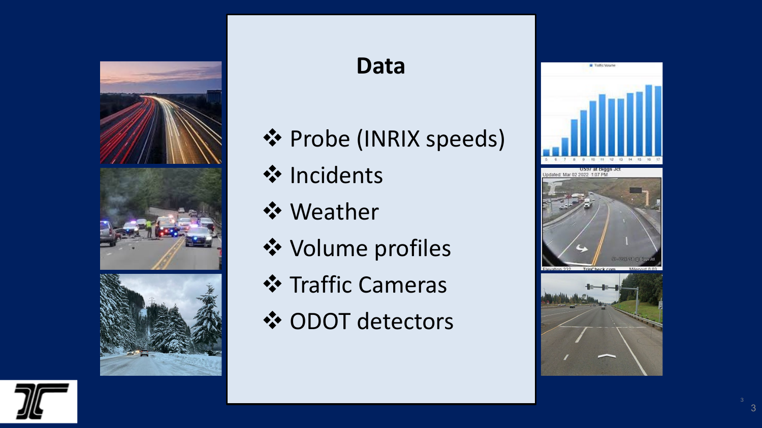# Data

- Probe (INRIX speeds)
- Incidents
- Weather
- Volume profiles
- Traffic Cameras
- ODOT detectors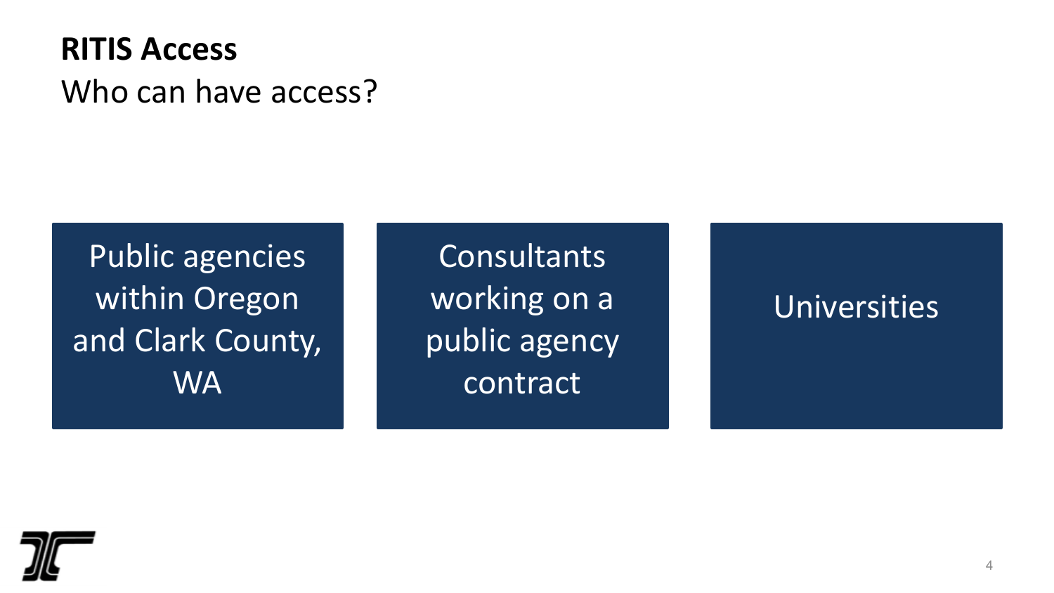# RITIS Access

Who can have access?

- Public agencies within Oregon and Clark County, WA
- Consultants working on a public agency contract
- Universities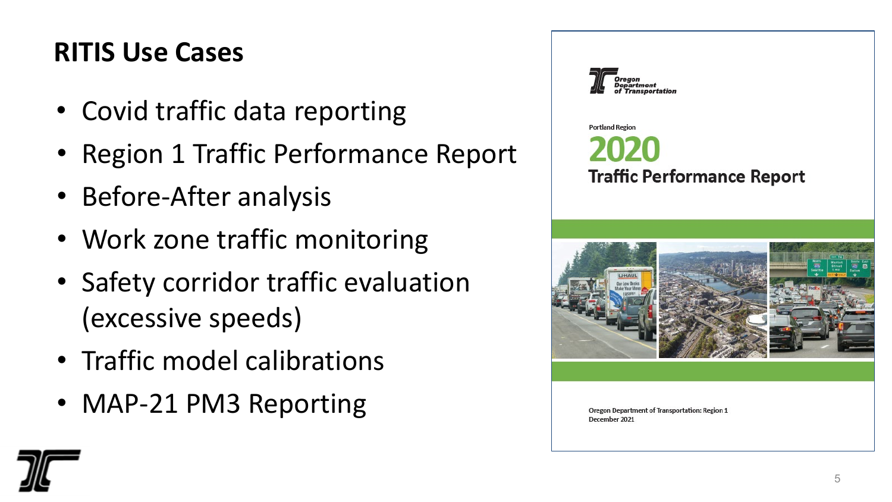## RITIS Use Cases

- Covid traffic data reporting
- Region 1 Traffic Performance Report
- Before-After analysis
- Work zone traffic monitoring
- Safety corridor traffic evaluation (excessive speeds)
- Traffic model calibrations
- MAP-21 PM3 Reporting

Oregon Department of Transportation

Portland Region

**2020**

**Traffic Performance Report**

Oregon Department of Transportation: Region 1
December 2021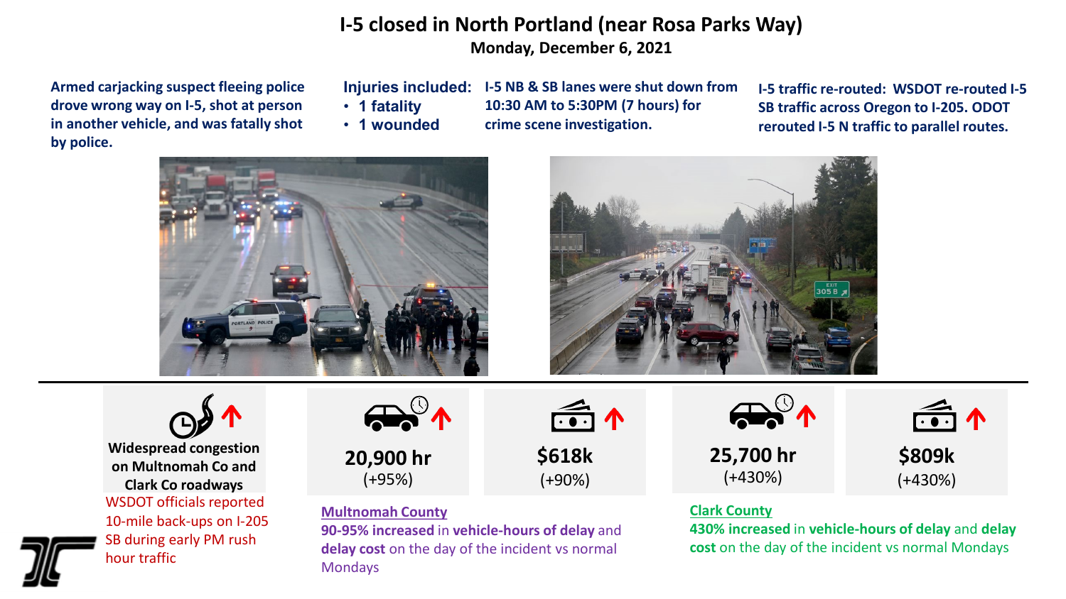# I-5 closed in North Portland (near Rosa Parks Way)

**Monday, December 6, 2021**

**Armed carjacking suspect fleeing police drove wrong way on I-5, shot at person in another vehicle, and was fatally shot by police.**

**Injuries included:**

- **1 fatality**
- **1 wounded**

**I-5 NB & SB lanes were shut down from 10:30 AM to 5:30PM (7 hours) for crime scene investigation.**

**I-5 traffic re-routed: WSDOT re-routed I-5 SB traffic across Oregon to I-205. ODOT rerouted I-5 N traffic to parallel routes.**

**Widespread congestion on Multnomah Co and Clark Co roadways**

WSDOT officials reported 10-mile back-ups on I-205 SB during early PM rush hour traffic

**20,900 hr** (+95%)

**$618k** (+90%)

**Multnomah County**

**90-95% increased** in **vehicle-hours of delay** and **delay cost** on the day of the incident vs normal Mondays

**25,700 hr** (+430%)

**$809k** (+430%)

**Clark County**

**430% increased** in **vehicle-hours of delay** and **delay cost** on the day of the incident vs normal Mondays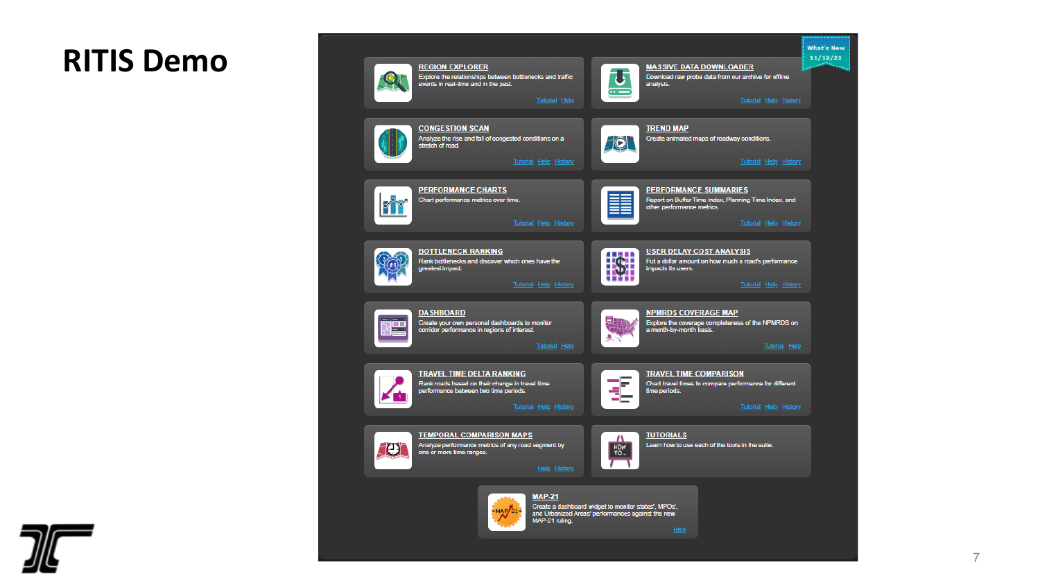# RITIS Demo

What's New 11/12/21

**REGION EXPLORER**
Explore the relationships between bottlenecks and traffic events in real-time and in the past.
Tutorial Help

**MASSIVE DATA DOWNLOADER**
Download raw probe data from our archive for offline analysis.
Tutorial Help History

**CONGESTION SCAN**
Analyze the rise and fall of congested conditions on a stretch of road.
Tutorial Help History

**TREND MAP**
Create animated maps of roadway conditions.
Tutorial Help History

**PERFORMANCE CHARTS**
Chart performance metrics over time.
Tutorial Help History

**PERFORMANCE SUMMARIES**
Report on Buffer Time Index, Planning Time Index, and other performance metrics.
Tutorial Help History

**BOTTLENECK RANKING**
Rank bottlenecks and discover which ones have the greatest impact.
Tutorial Help History

**USER DELAY COST ANALYSIS**
Put a dollar amount on how much a road's performance impacts its users.
Tutorial Help History

**DASHBOARD**
Create your own personal dashboards to monitor corridor performance in regions of interest.
Tutorial Help

**NPMRDS COVERAGE MAP**
Explore the coverage completeness of the NPMRDS on a month-by-month basis.
Tutorial Help

**TRAVEL TIME DELTA RANKING**
Rank roads based on their change in travel time performance between two time periods.
Tutorial Help History

**TRAVEL TIME COMPARISON**
Chart travel times to compare performance for different time periods.
Tutorial Help History

**TEMPORAL COMPARISON MAPS**
Analyze performance metrics of any road segment by one or more time ranges.
Help History

**TUTORIALS**
Learn how to use each of the tools in the suite.

**MAP-21**
Create a dashboard widget to monitor states', MPOs', and Urbanized Areas' performances against the new MAP-21 ruling.
Help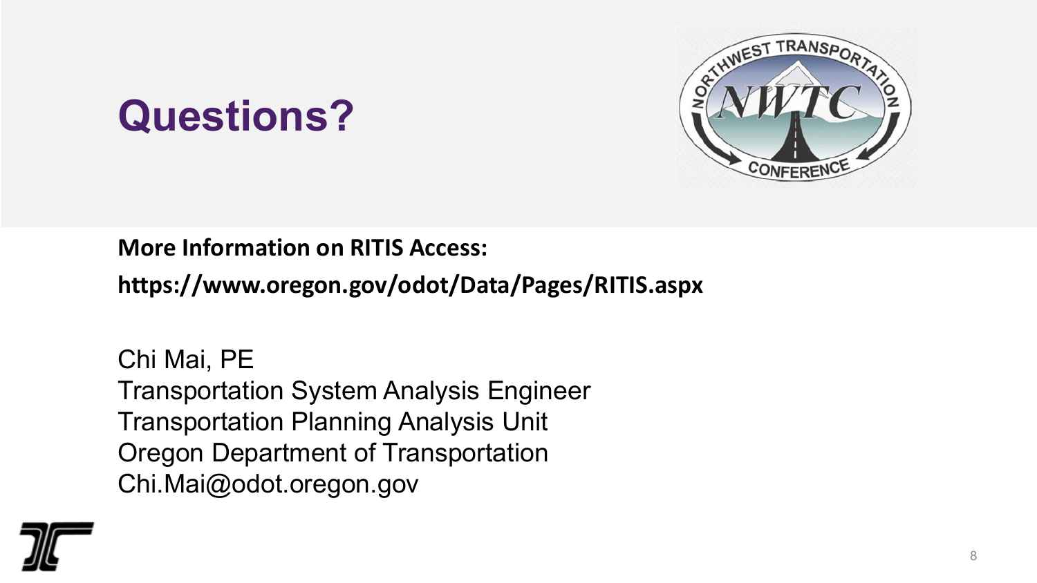# Questions?

**More Information on RITIS Access:**

**https://www.oregon.gov/odot/Data/Pages/RITIS.aspx**

Chi Mai, PE
Transportation System Analysis Engineer
Transportation Planning Analysis Unit
Oregon Department of Transportation
Chi.Mai@odot.oregon.gov